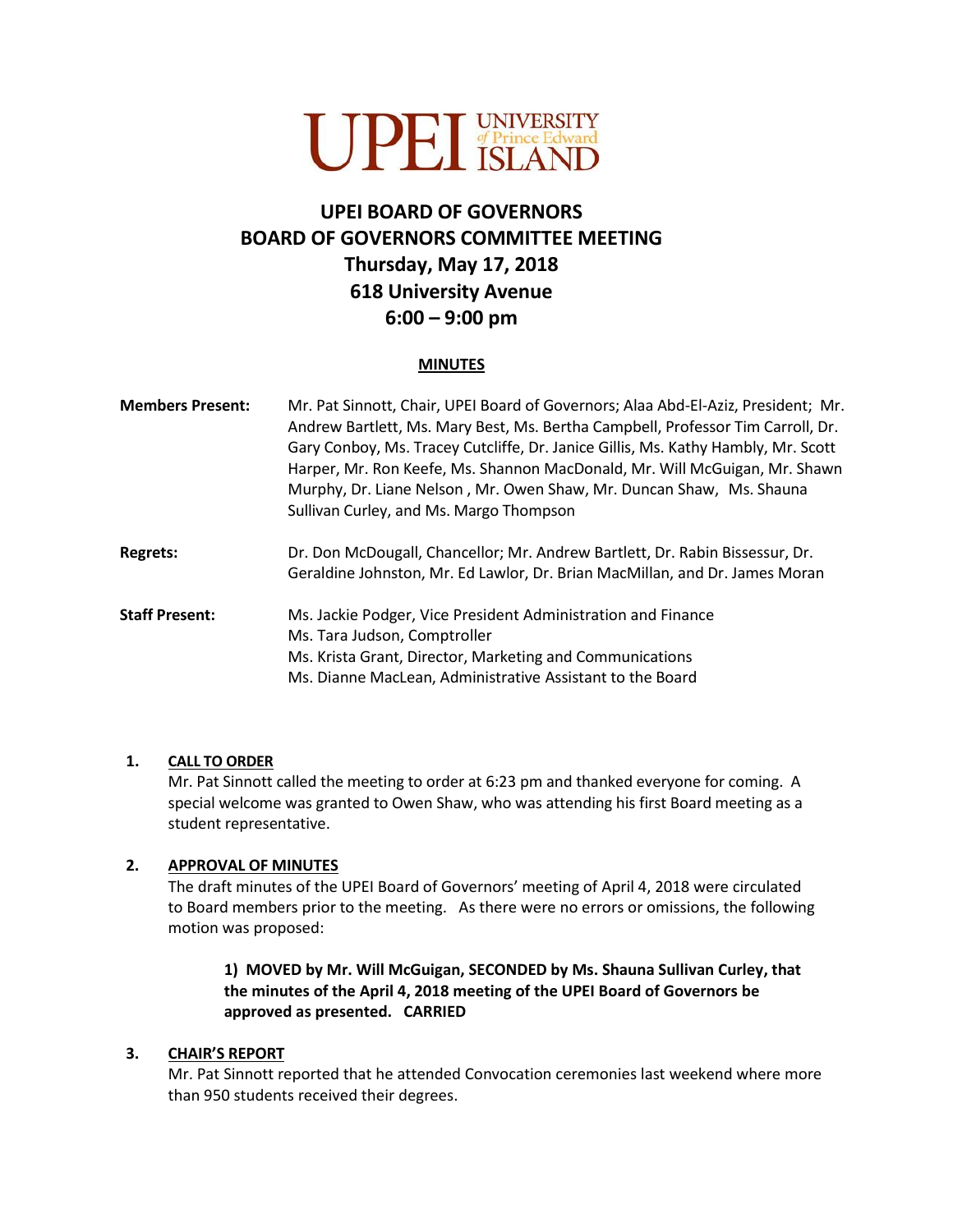UPEI UNIVERSITY of Prince Edward ISLAND

# UPEI BOARD OF GOVERNORS
# BOARD OF GOVERNORS COMMITTEE MEETING
## Thursday, May 17, 2018
## 618 University Avenue
## 6:00 – 9:00 pm

**MINUTES**

**Members Present:** Mr. Pat Sinnott, Chair, UPEI Board of Governors; Alaa Abd-El-Aziz, President; Mr. Andrew Bartlett, Ms. Mary Best, Ms. Bertha Campbell, Professor Tim Carroll, Dr. Gary Conboy, Ms. Tracey Cutcliffe, Dr. Janice Gillis, Ms. Kathy Hambly, Mr. Scott Harper, Mr. Ron Keefe, Ms. Shannon MacDonald, Mr. Will McGuigan, Mr. Shawn Murphy, Dr. Liane Nelson , Mr. Owen Shaw, Mr. Duncan Shaw, Ms. Shauna Sullivan Curley, and Ms. Margo Thompson

**Regrets:** Dr. Don McDougall, Chancellor; Mr. Andrew Bartlett, Dr. Rabin Bissessur, Dr. Geraldine Johnston, Mr. Ed Lawlor, Dr. Brian MacMillan, and Dr. James Moran

**Staff Present:** Ms. Jackie Podger, Vice President Administration and Finance
Ms. Tara Judson, Comptroller
Ms. Krista Grant, Director, Marketing and Communications
Ms. Dianne MacLean, Administrative Assistant to the Board

**1. CALL TO ORDER**

Mr. Pat Sinnott called the meeting to order at 6:23 pm and thanked everyone for coming. A special welcome was granted to Owen Shaw, who was attending his first Board meeting as a student representative.

**2. APPROVAL OF MINUTES**

The draft minutes of the UPEI Board of Governors' meeting of April 4, 2018 were circulated to Board members prior to the meeting. As there were no errors or omissions, the following motion was proposed:

> **1) MOVED by Mr. Will McGuigan, SECONDED by Ms. Shauna Sullivan Curley, that the minutes of the April 4, 2018 meeting of the UPEI Board of Governors be approved as presented. CARRIED**

**3. CHAIR'S REPORT**

Mr. Pat Sinnott reported that he attended Convocation ceremonies last weekend where more than 950 students received their degrees.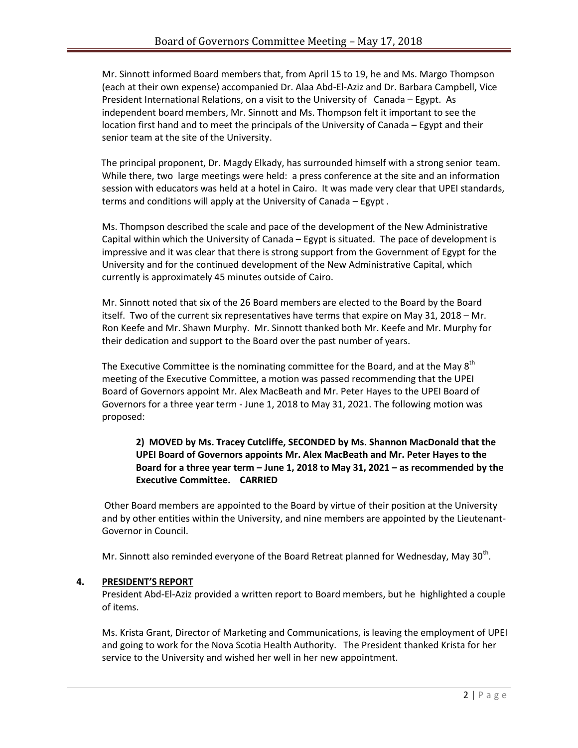Mr. Sinnott informed Board members that, from April 15 to 19, he and Ms. Margo Thompson (each at their own expense) accompanied Dr. Alaa Abd-El-Aziz and Dr. Barbara Campbell, Vice President International Relations, on a visit to the University of Canada – Egypt. As independent board members, Mr. Sinnott and Ms. Thompson felt it important to see the location first hand and to meet the principals of the University of Canada – Egypt and their senior team at the site of the University.

The principal proponent, Dr. Magdy Elkady, has surrounded himself with a strong senior team. While there, two large meetings were held: a press conference at the site and an information session with educators was held at a hotel in Cairo. It was made very clear that UPEI standards, terms and conditions will apply at the University of Canada – Egypt .

Ms. Thompson described the scale and pace of the development of the New Administrative Capital within which the University of Canada – Egypt is situated. The pace of development is impressive and it was clear that there is strong support from the Government of Egypt for the University and for the continued development of the New Administrative Capital, which currently is approximately 45 minutes outside of Cairo.

Mr. Sinnott noted that six of the 26 Board members are elected to the Board by the Board itself. Two of the current six representatives have terms that expire on May 31, 2018 – Mr. Ron Keefe and Mr. Shawn Murphy. Mr. Sinnott thanked both Mr. Keefe and Mr. Murphy for their dedication and support to the Board over the past number of years.

The Executive Committee is the nominating committee for the Board, and at the May 8th meeting of the Executive Committee, a motion was passed recommending that the UPEI Board of Governors appoint Mr. Alex MacBeath and Mr. Peter Hayes to the UPEI Board of Governors for a three year term - June 1, 2018 to May 31, 2021. The following motion was proposed:

> **2) MOVED by Ms. Tracey Cutcliffe, SECONDED by Ms. Shannon MacDonald that the UPEI Board of Governors appoints Mr. Alex MacBeath and Mr. Peter Hayes to the Board for a three year term – June 1, 2018 to May 31, 2021 – as recommended by the Executive Committee. CARRIED**

Other Board members are appointed to the Board by virtue of their position at the University and by other entities within the University, and nine members are appointed by the Lieutenant-Governor in Council.

Mr. Sinnott also reminded everyone of the Board Retreat planned for Wednesday, May 30th.

## 4. PRESIDENT'S REPORT

President Abd-El-Aziz provided a written report to Board members, but he highlighted a couple of items.

Ms. Krista Grant, Director of Marketing and Communications, is leaving the employment of UPEI and going to work for the Nova Scotia Health Authority. The President thanked Krista for her service to the University and wished her well in her new appointment.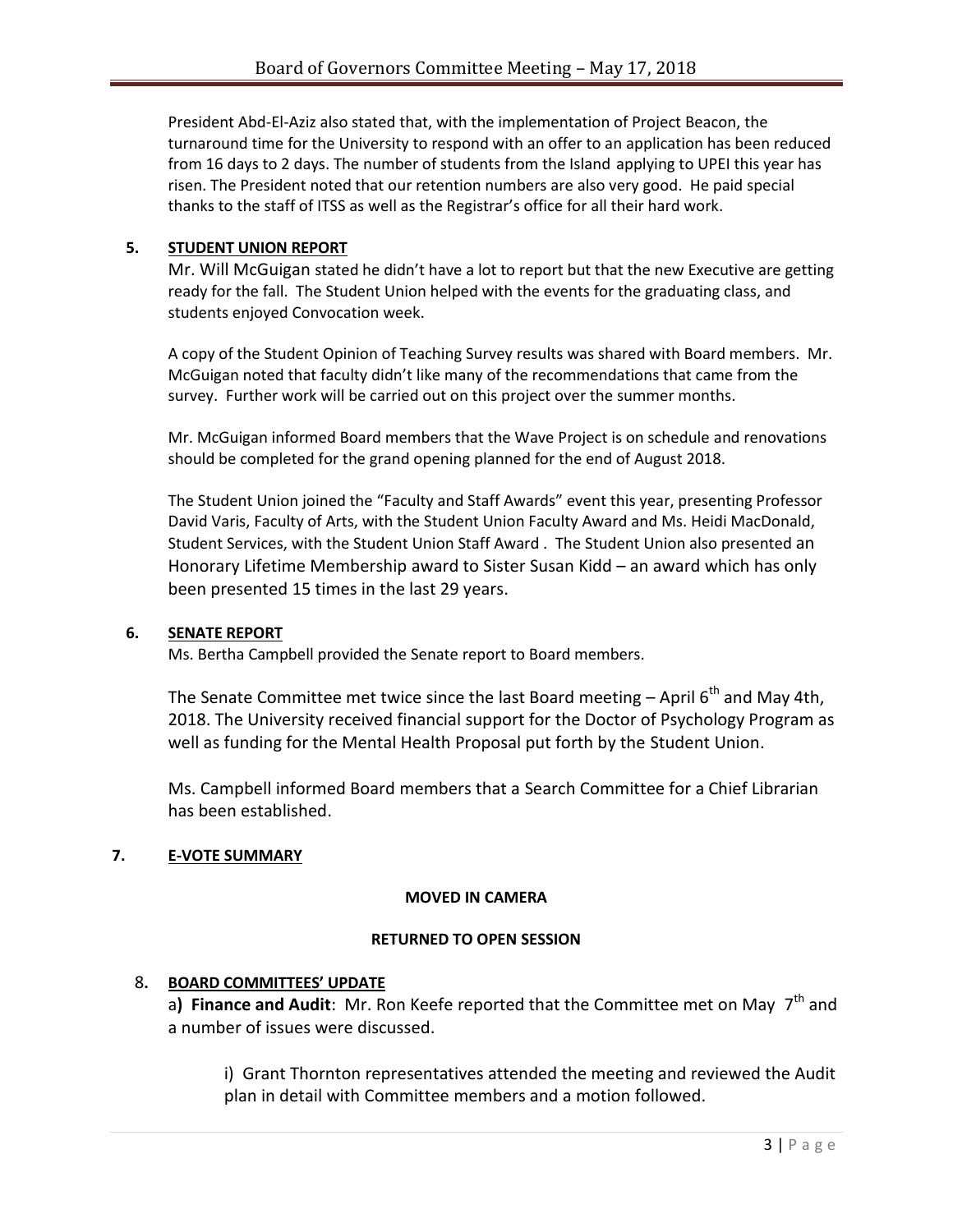President Abd-El-Aziz also stated that, with the implementation of Project Beacon, the turnaround time for the University to respond with an offer to an application has been reduced from 16 days to 2 days. The number of students from the Island applying to UPEI this year has risen. The President noted that our retention numbers are also very good. He paid special thanks to the staff of ITSS as well as the Registrar's office for all their hard work.

## 5. STUDENT UNION REPORT

Mr. Will McGuigan stated he didn't have a lot to report but that the new Executive are getting ready for the fall. The Student Union helped with the events for the graduating class, and students enjoyed Convocation week.

A copy of the Student Opinion of Teaching Survey results was shared with Board members. Mr. McGuigan noted that faculty didn't like many of the recommendations that came from the survey. Further work will be carried out on this project over the summer months.

Mr. McGuigan informed Board members that the Wave Project is on schedule and renovations should be completed for the grand opening planned for the end of August 2018.

The Student Union joined the "Faculty and Staff Awards" event this year, presenting Professor David Varis, Faculty of Arts, with the Student Union Faculty Award and Ms. Heidi MacDonald, Student Services, with the Student Union Staff Award . The Student Union also presented an Honorary Lifetime Membership award to Sister Susan Kidd – an award which has only been presented 15 times in the last 29 years.

## 6. SENATE REPORT

Ms. Bertha Campbell provided the Senate report to Board members.

The Senate Committee met twice since the last Board meeting – April 6th and May 4th, 2018. The University received financial support for the Doctor of Psychology Program as well as funding for the Mental Health Proposal put forth by the Student Union.

Ms. Campbell informed Board members that a Search Committee for a Chief Librarian has been established.

## 7. E-VOTE SUMMARY

**MOVED IN CAMERA**

**RETURNED TO OPEN SESSION**

## 8. BOARD COMMITTEES' UPDATE

a**) Finance and Audit**: Mr. Ron Keefe reported that the Committee met on May 7th and a number of issues were discussed.

i) Grant Thornton representatives attended the meeting and reviewed the Audit plan in detail with Committee members and a motion followed.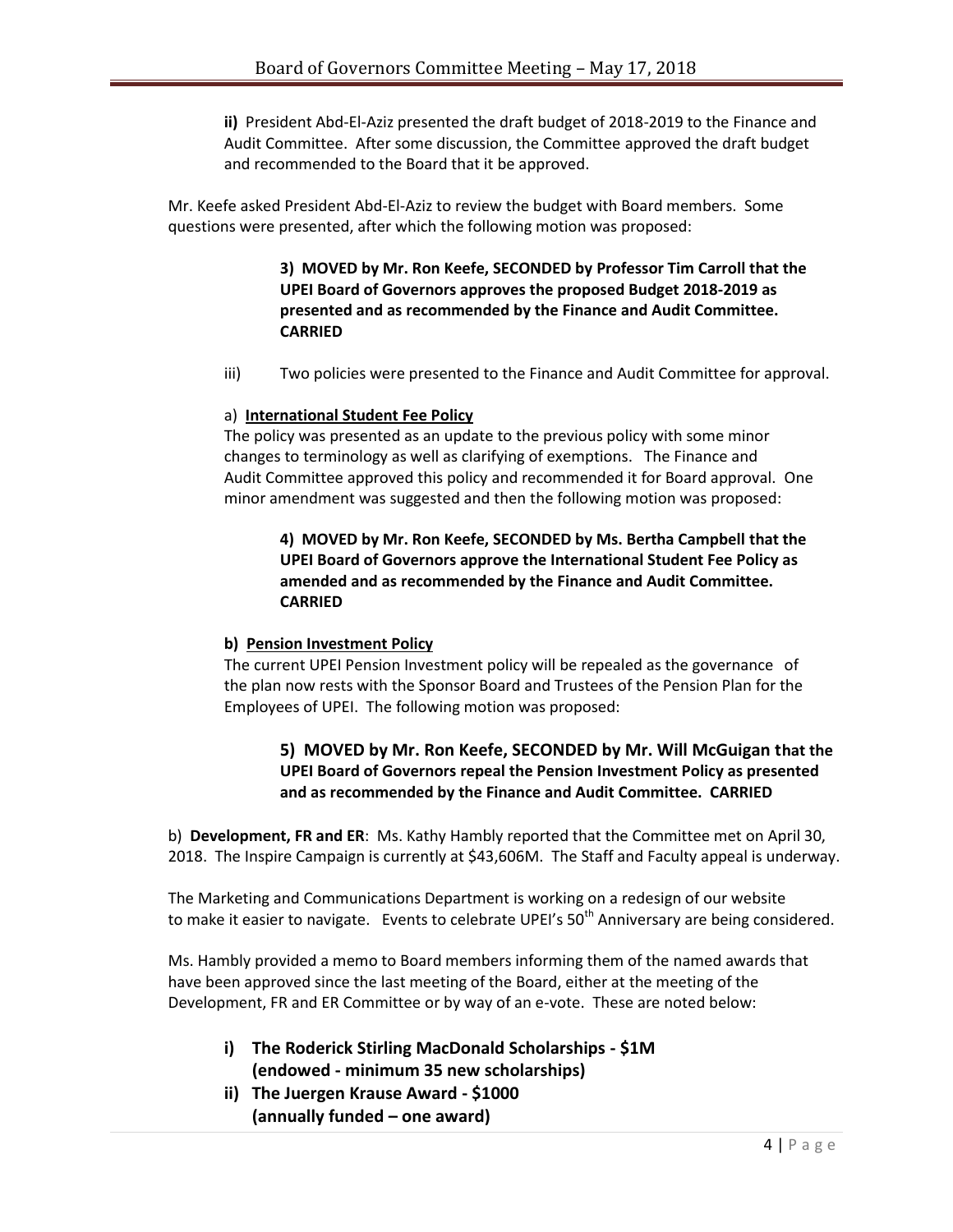**ii)** President Abd-El-Aziz presented the draft budget of 2018-2019 to the Finance and Audit Committee. After some discussion, the Committee approved the draft budget and recommended to the Board that it be approved.

Mr. Keefe asked President Abd-El-Aziz to review the budget with Board members. Some questions were presented, after which the following motion was proposed:

> **3) MOVED by Mr. Ron Keefe, SECONDED by Professor Tim Carroll that the UPEI Board of Governors approves the proposed Budget 2018-2019 as presented and as recommended by the Finance and Audit Committee. CARRIED**

iii) Two policies were presented to the Finance and Audit Committee for approval.

a) **International Student Fee Policy**

The policy was presented as an update to the previous policy with some minor changes to terminology as well as clarifying of exemptions. The Finance and Audit Committee approved this policy and recommended it for Board approval. One minor amendment was suggested and then the following motion was proposed:

> **4) MOVED by Mr. Ron Keefe, SECONDED by Ms. Bertha Campbell that the UPEI Board of Governors approve the International Student Fee Policy as amended and as recommended by the Finance and Audit Committee. CARRIED**

**b) Pension Investment Policy**

The current UPEI Pension Investment policy will be repealed as the governance of the plan now rests with the Sponsor Board and Trustees of the Pension Plan for the Employees of UPEI. The following motion was proposed:

> **5) MOVED by Mr. Ron Keefe, SECONDED by Mr. Will McGuigan that the UPEI Board of Governors repeal the Pension Investment Policy as presented and as recommended by the Finance and Audit Committee. CARRIED**

b) **Development, FR and ER**: Ms. Kathy Hambly reported that the Committee met on April 30, 2018. The Inspire Campaign is currently at $43,606M. The Staff and Faculty appeal is underway.

The Marketing and Communications Department is working on a redesign of our website to make it easier to navigate. Events to celebrate UPEI's 50th Anniversary are being considered.

Ms. Hambly provided a memo to Board members informing them of the named awards that have been approved since the last meeting of the Board, either at the meeting of the Development, FR and ER Committee or by way of an e-vote. These are noted below:

- **i) The Roderick Stirling MacDonald Scholarships - $1M (endowed - minimum 35 new scholarships)**
- **ii) The Juergen Krause Award - $1000 (annually funded – one award)**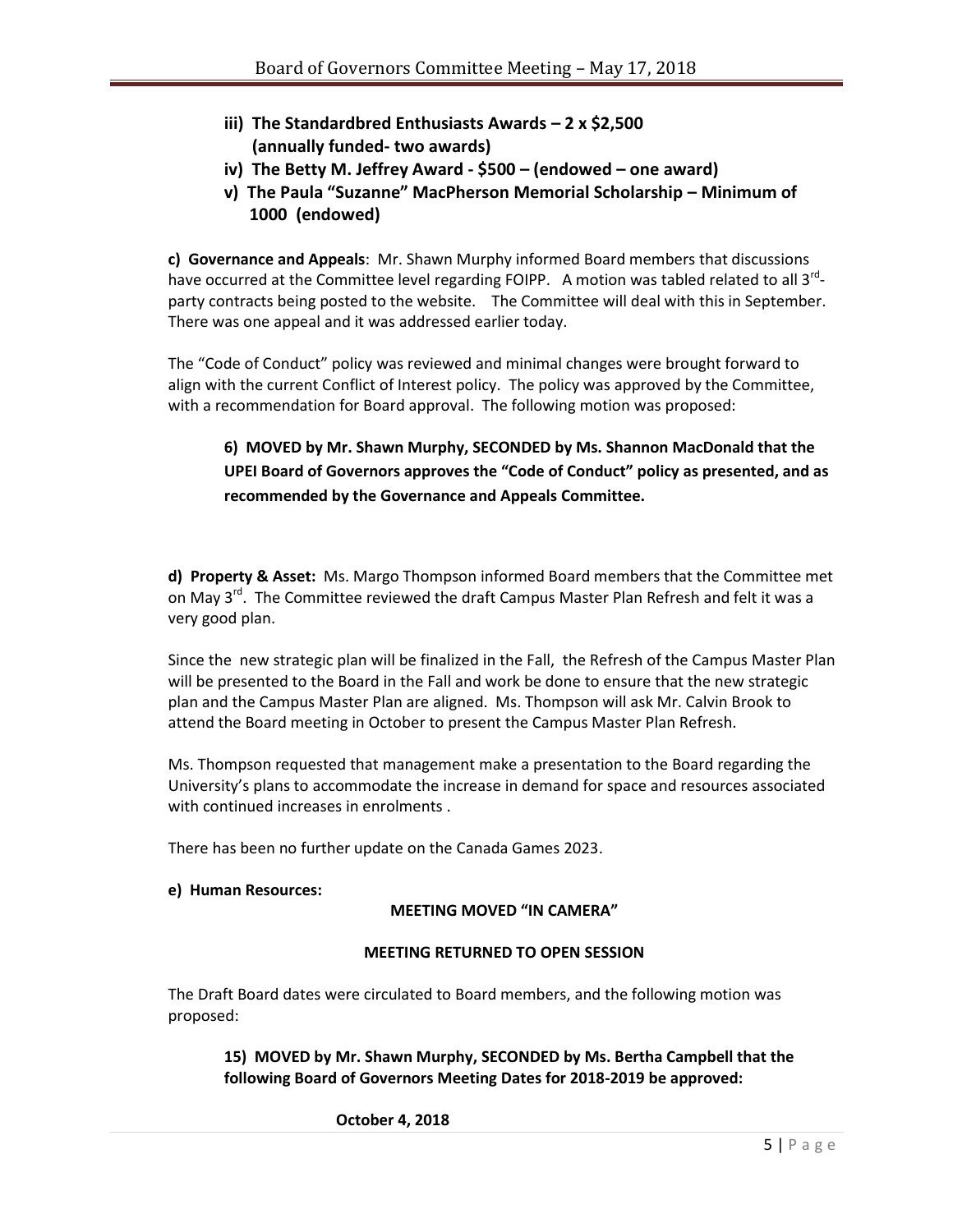- **iii) The Standardbred Enthusiasts Awards – 2 x $2,500 (annually funded- two awards)**
- **iv) The Betty M. Jeffrey Award - $500 – (endowed – one award)**
- **v) The Paula "Suzanne" MacPherson Memorial Scholarship – Minimum of 1000 (endowed)**

**c) Governance and Appeals**: Mr. Shawn Murphy informed Board members that discussions have occurred at the Committee level regarding FOIPP. A motion was tabled related to all 3rd-party contracts being posted to the website. The Committee will deal with this in September. There was one appeal and it was addressed earlier today.

The "Code of Conduct" policy was reviewed and minimal changes were brought forward to align with the current Conflict of Interest policy. The policy was approved by the Committee, with a recommendation for Board approval. The following motion was proposed:

> **6) MOVED by Mr. Shawn Murphy, SECONDED by Ms. Shannon MacDonald that the UPEI Board of Governors approves the "Code of Conduct" policy as presented, and as recommended by the Governance and Appeals Committee.**

**d) Property & Asset:** Ms. Margo Thompson informed Board members that the Committee met on May 3rd. The Committee reviewed the draft Campus Master Plan Refresh and felt it was a very good plan.

Since the new strategic plan will be finalized in the Fall, the Refresh of the Campus Master Plan will be presented to the Board in the Fall and work be done to ensure that the new strategic plan and the Campus Master Plan are aligned. Ms. Thompson will ask Mr. Calvin Brook to attend the Board meeting in October to present the Campus Master Plan Refresh.

Ms. Thompson requested that management make a presentation to the Board regarding the University's plans to accommodate the increase in demand for space and resources associated with continued increases in enrolments .

There has been no further update on the Canada Games 2023.

**e) Human Resources:**

**MEETING MOVED "IN CAMERA"**

**MEETING RETURNED TO OPEN SESSION**

The Draft Board dates were circulated to Board members, and the following motion was proposed:

> **15) MOVED by Mr. Shawn Murphy, SECONDED by Ms. Bertha Campbell that the following Board of Governors Meeting Dates for 2018-2019 be approved:**
>
> **October 4, 2018**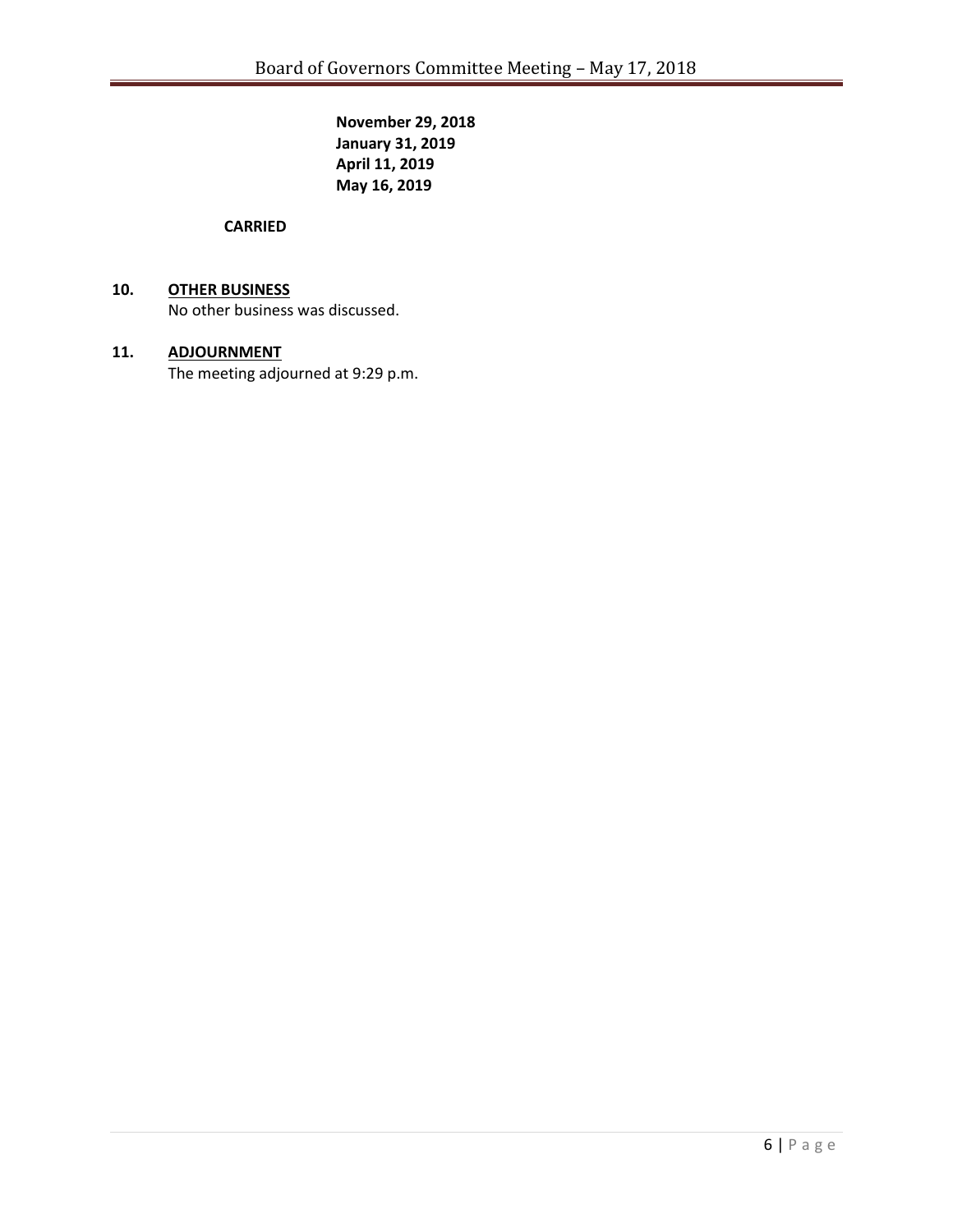**November 29, 2018**
**January 31, 2019**
**April 11, 2019**
**May 16, 2019**

**CARRIED**

## 10. OTHER BUSINESS

No other business was discussed.

## 11. ADJOURNMENT

The meeting adjourned at 9:29 p.m.